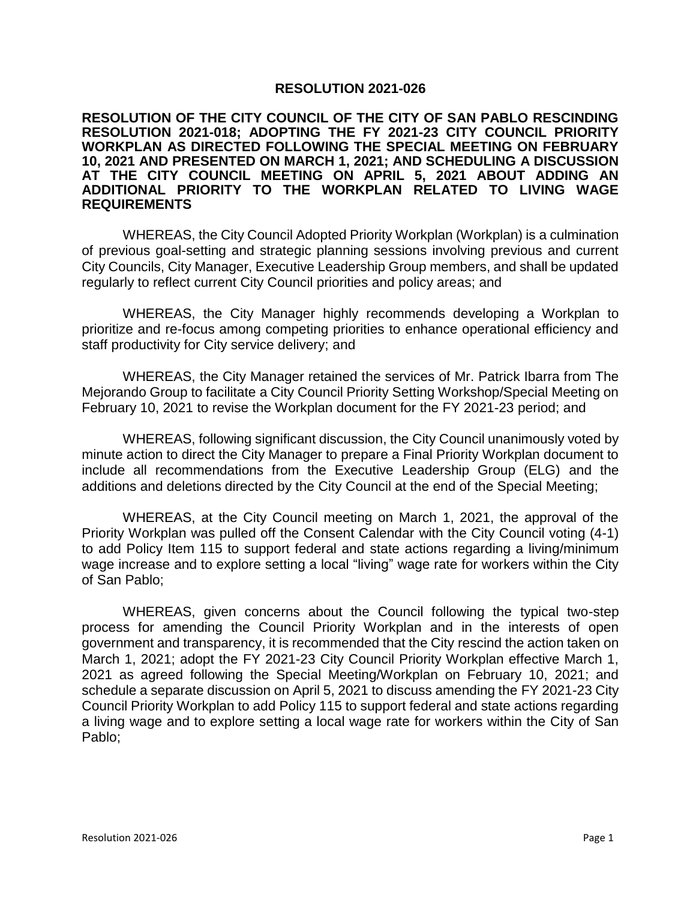# RESOLUTION 2021-026

**RESOLUTION OF THE CITY COUNCIL OF THE CITY OF SAN PABLO RESCINDING RESOLUTION 2021-018; ADOPTING THE FY 2021-23 CITY COUNCIL PRIORITY WORKPLAN AS DIRECTED FOLLOWING THE SPECIAL MEETING ON FEBRUARY 10, 2021 AND PRESENTED ON MARCH 1, 2021; AND SCHEDULING A DISCUSSION AT THE CITY COUNCIL MEETING ON APRIL 5, 2021 ABOUT ADDING AN ADDITIONAL PRIORITY TO THE WORKPLAN RELATED TO LIVING WAGE REQUIREMENTS**

WHEREAS, the City Council Adopted Priority Workplan (Workplan) is a culmination of previous goal-setting and strategic planning sessions involving previous and current City Councils, City Manager, Executive Leadership Group members, and shall be updated regularly to reflect current City Council priorities and policy areas; and

WHEREAS, the City Manager highly recommends developing a Workplan to prioritize and re-focus among competing priorities to enhance operational efficiency and staff productivity for City service delivery; and

WHEREAS, the City Manager retained the services of Mr. Patrick Ibarra from The Mejorando Group to facilitate a City Council Priority Setting Workshop/Special Meeting on February 10, 2021 to revise the Workplan document for the FY 2021-23 period; and

WHEREAS, following significant discussion, the City Council unanimously voted by minute action to direct the City Manager to prepare a Final Priority Workplan document to include all recommendations from the Executive Leadership Group (ELG) and the additions and deletions directed by the City Council at the end of the Special Meeting;

WHEREAS, at the City Council meeting on March 1, 2021, the approval of the Priority Workplan was pulled off the Consent Calendar with the City Council voting (4-1) to add Policy Item 115 to support federal and state actions regarding a living/minimum wage increase and to explore setting a local "living" wage rate for workers within the City of San Pablo;

WHEREAS, given concerns about the Council following the typical two-step process for amending the Council Priority Workplan and in the interests of open government and transparency, it is recommended that the City rescind the action taken on March 1, 2021; adopt the FY 2021-23 City Council Priority Workplan effective March 1, 2021 as agreed following the Special Meeting/Workplan on February 10, 2021; and schedule a separate discussion on April 5, 2021 to discuss amending the FY 2021-23 City Council Priority Workplan to add Policy 115 to support federal and state actions regarding a living wage and to explore setting a local wage rate for workers within the City of San Pablo;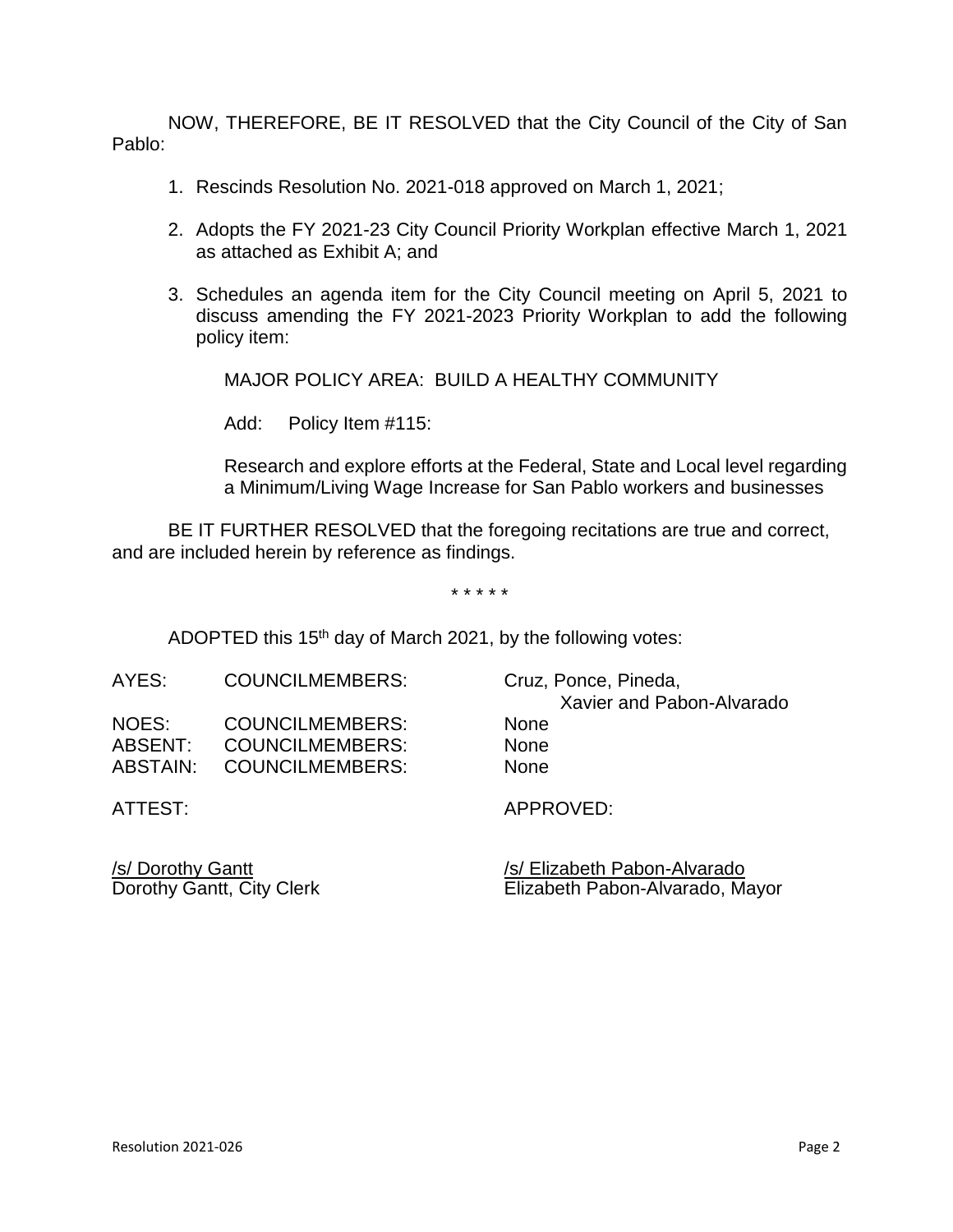NOW, THEREFORE, BE IT RESOLVED that the City Council of the City of San Pablo:

1. Rescinds Resolution No. 2021-018 approved on March 1, 2021;
2. Adopts the FY 2021-23 City Council Priority Workplan effective March 1, 2021 as attached as Exhibit A; and
3. Schedules an agenda item for the City Council meeting on April 5, 2021 to discuss amending the FY 2021-2023 Priority Workplan to add the following policy item:

   MAJOR POLICY AREA: BUILD A HEALTHY COMMUNITY

   Add: Policy Item #115:

   Research and explore efforts at the Federal, State and Local level regarding a Minimum/Living Wage Increase for San Pablo workers and businesses

BE IT FURTHER RESOLVED that the foregoing recitations are true and correct, and are included herein by reference as findings.

\* \* \* \* \*

ADOPTED this 15th day of March 2021, by the following votes:

| | | |
|---|---|---|
| AYES: | COUNCILMEMBERS: | Cruz, Ponce, Pineda, Xavier and Pabon-Alvarado |
| NOES: | COUNCILMEMBERS: | None |
| ABSENT: | COUNCILMEMBERS: | None |
| ABSTAIN: | COUNCILMEMBERS: | None |

ATTEST: APPROVED:

/s/ Dorothy Gantt
Dorothy Gantt, City Clerk

/s/ Elizabeth Pabon-Alvarado
Elizabeth Pabon-Alvarado, Mayor

Resolution 2021-026